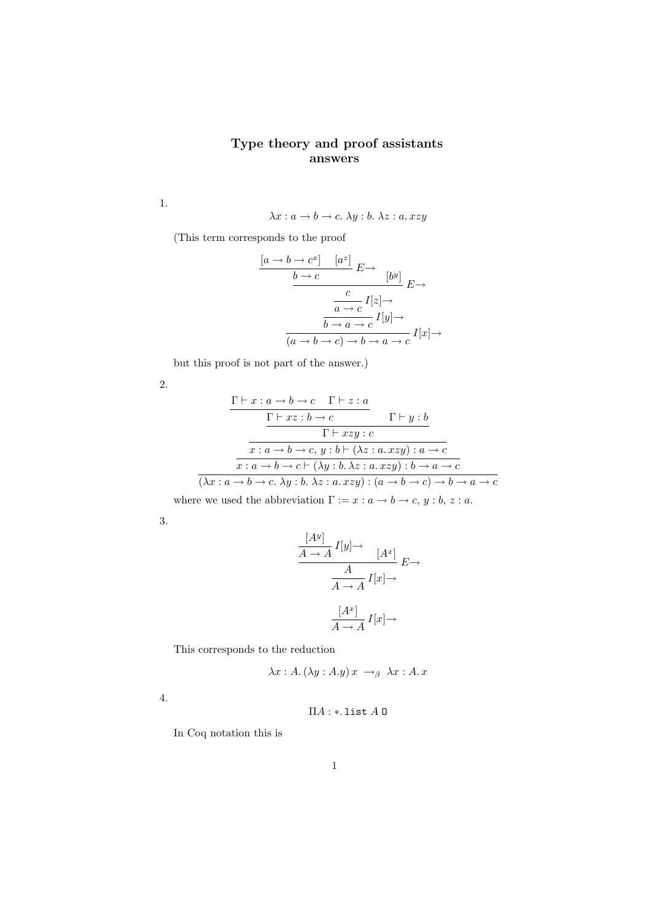# Type theory and proof assistants answers

1.

$$\lambda x : a \to b \to c.\ \lambda y : b.\ \lambda z : a.\ xzy$$

(This term corresponds to the proof

$$\dfrac{\dfrac{\dfrac{\dfrac{\dfrac{[a \to b \to c^x] \quad [a^z]}{b \to c}\, E{\to} \qquad [b^y]}{c}\, E{\to}}{a \to c}\, I[z]{\to}}{b \to a \to c}\, I[y]{\to}}{(a \to b \to c) \to b \to a \to c}\, I[x]{\to}$$

but this proof is not part of the answer.)

2.

$$\dfrac{\dfrac{\dfrac{\dfrac{\dfrac{\Gamma \vdash x : a \to b \to c \quad \Gamma \vdash z : a}{\Gamma \vdash xz : b \to c} \qquad \Gamma \vdash y : b}{\Gamma \vdash xzy : c}}{x : a \to b \to c,\, y : b \vdash (\lambda z : a.\, xzy) : a \to c}}{x : a \to b \to c \vdash (\lambda y : b.\, \lambda z : a.\, xzy) : b \to a \to c}}{(\lambda x : a \to b \to c.\ \lambda y : b.\ \lambda z : a.\, xzy) : (a \to b \to c) \to b \to a \to c}$$

where we used the abbreviation $\Gamma := x : a \to b \to c,\, y : b,\, z : a$.

3.

$$\dfrac{\dfrac{\dfrac{[A^y]}{A \to A}\, I[y]{\to} \qquad [A^x]}{A}\, E{\to}}{A \to A}\, I[x]{\to}$$

$$\dfrac{[A^x]}{A \to A}\, I[x]{\to}$$

This corresponds to the reduction

$$\lambda x : A.\, (\lambda y : A.y)\, x \ \to_\beta \ \lambda x : A.\, x$$

4.

$$\Pi A : *.\, \texttt{list}\ A\ \texttt{0}$$

In Coq notation this is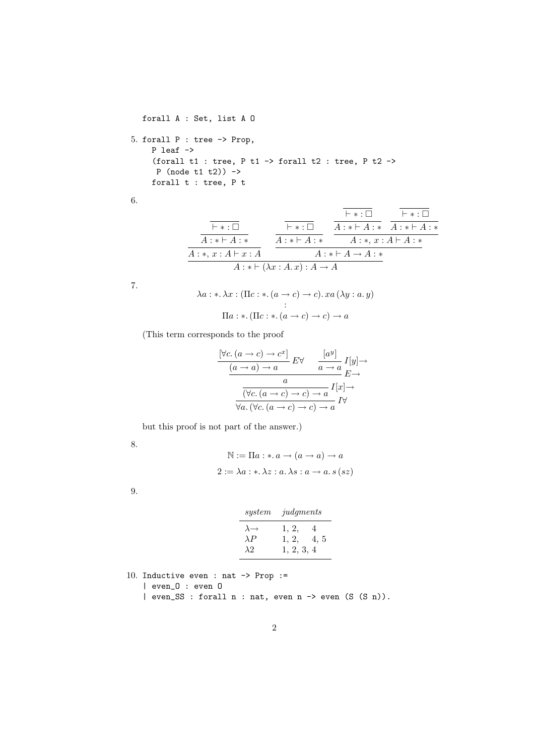```
forall A : Set, list A O
```

5. 
```
forall P : tree -> Prop,
  P leaf ->
  (forall t1 : tree, P t1 -> forall t2 : tree, P t2 ->
   P (node t1 t2)) ->
  forall t : tree, P t
```

6. 

$$
\dfrac{\dfrac{\dfrac{}{\vdash * : \Box}}{A : * \vdash A : *}}{A : *,\, x : A \vdash x : A}
\qquad
\dfrac{\dfrac{\dfrac{}{\vdash * : \Box}}{A : * \vdash A : *} \quad \dfrac{\dfrac{\dfrac{}{\vdash * : \Box}}{A : * \vdash A : *} \quad \dfrac{\dfrac{}{\vdash * : \Box}}{A : * \vdash A : *}}{A : *,\, x : A \vdash A : *}}{A : * \vdash A \to A : *}
$$

$$
\dfrac{A : *,\, x : A \vdash x : A \qquad A : * \vdash A \to A : *}{A : * \vdash (\lambda x : A.\, x) : A \to A}
$$

7. 

$$
\lambda a : *.\, \lambda x : (\Pi c : *.\, (a \to c) \to c).\, x a\, (\lambda y : a.\, y)
$$
$$
:
$$
$$
\Pi a : *.\, (\Pi c : *.\, (a \to c) \to c) \to a
$$

(This term corresponds to the proof

$$
\dfrac{\dfrac{\dfrac{\dfrac{[\forall c.\, (a \to c) \to c^x]}{(a \to a) \to a} E\forall \qquad \dfrac{[a^y]}{a \to a} I[y]{\to}}{a} E{\to}}{(\forall c.\, (a \to c) \to c) \to a} I[x]{\to}}{\forall a.\, (\forall c.\, (a \to c) \to c) \to a} I\forall
$$

but this proof is not part of the answer.)

8. 

$$
\mathbb{N} := \Pi a : *.\, a \to (a \to a) \to a
$$
$$
2 := \lambda a : *.\, \lambda z : a.\, \lambda s : a \to a.\, s\, (s z)
$$

9. 

| *system* | *judgments* |
|---|---|
| $\lambda{\to}$ | 1, 2, 4 |
| $\lambda P$ | 1, 2, 4, 5 |
| $\lambda 2$ | 1, 2, 3, 4 |

10. 
```
Inductive even : nat -> Prop :=
| even_O : even O
| even_SS : forall n : nat, even n -> even (S (S n)).
```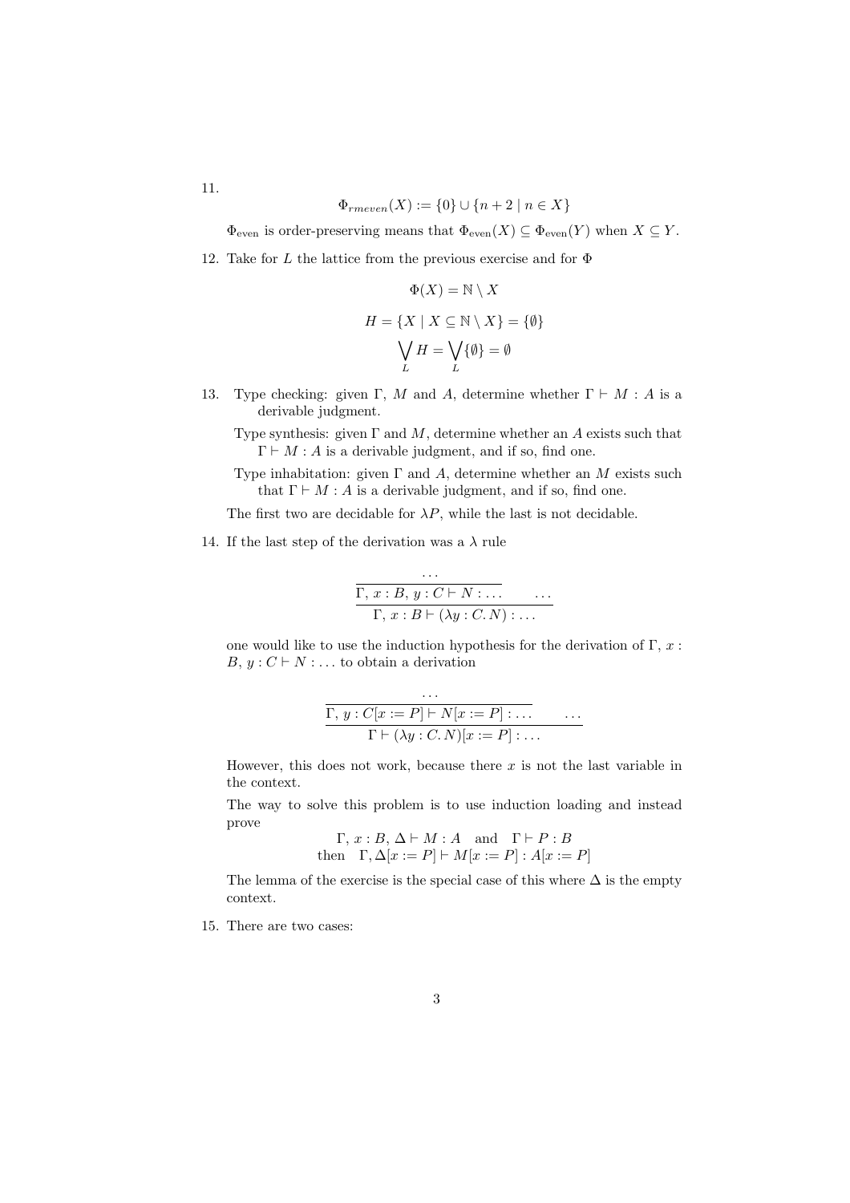11.

$$\Phi_{rmeven}(X) := \{0\} \cup \{n + 2 \mid n \in X\}$$

$\Phi_{\text{even}}$ is order-preserving means that $\Phi_{\text{even}}(X) \subseteq \Phi_{\text{even}}(Y)$ when $X \subseteq Y$.

12. Take for $L$ the lattice from the previous exercise and for $\Phi$

$$\Phi(X) = \mathbb{N} \setminus X$$

$$H = \{X \mid X \subseteq \mathbb{N} \setminus X\} = \{\emptyset\}$$

$$\bigvee_L H = \bigvee_L \{\emptyset\} = \emptyset$$

13. Type checking: given $\Gamma$, $M$ and $A$, determine whether $\Gamma \vdash M : A$ is a derivable judgment.

    Type synthesis: given $\Gamma$ and $M$, determine whether an $A$ exists such that $\Gamma \vdash M : A$ is a derivable judgment, and if so, find one.

    Type inhabitation: given $\Gamma$ and $A$, determine whether an $M$ exists such that $\Gamma \vdash M : A$ is a derivable judgment, and if so, find one.

    The first two are decidable for $\lambda P$, while the last is not decidable.

14. If the last step of the derivation was a $\lambda$ rule

$$\frac{\dfrac{\dots}{\Gamma,\, x : B,\, y : C \vdash N : \dots} \qquad \dots}{\Gamma,\, x : B \vdash (\lambda y : C.\, N) : \dots}$$

one would like to use the induction hypothesis for the derivation of $\Gamma,\, x : B,\, y : C \vdash N : \dots$ to obtain a derivation

$$\frac{\dfrac{\dots}{\Gamma,\, y : C[x := P] \vdash N[x := P] : \dots} \qquad \dots}{\Gamma \vdash (\lambda y : C.\, N)[x := P] : \dots}$$

However, this does not work, because there $x$ is not the last variable in the context.

The way to solve this problem is to use induction loading and instead prove

$$\begin{array}{c} \Gamma,\, x : B,\, \Delta \vdash M : A \quad \text{and} \quad \Gamma \vdash P : B \\ \text{then} \quad \Gamma, \Delta[x := P] \vdash M[x := P] : A[x := P] \end{array}$$

The lemma of the exercise is the special case of this where $\Delta$ is the empty context.

15. There are two cases: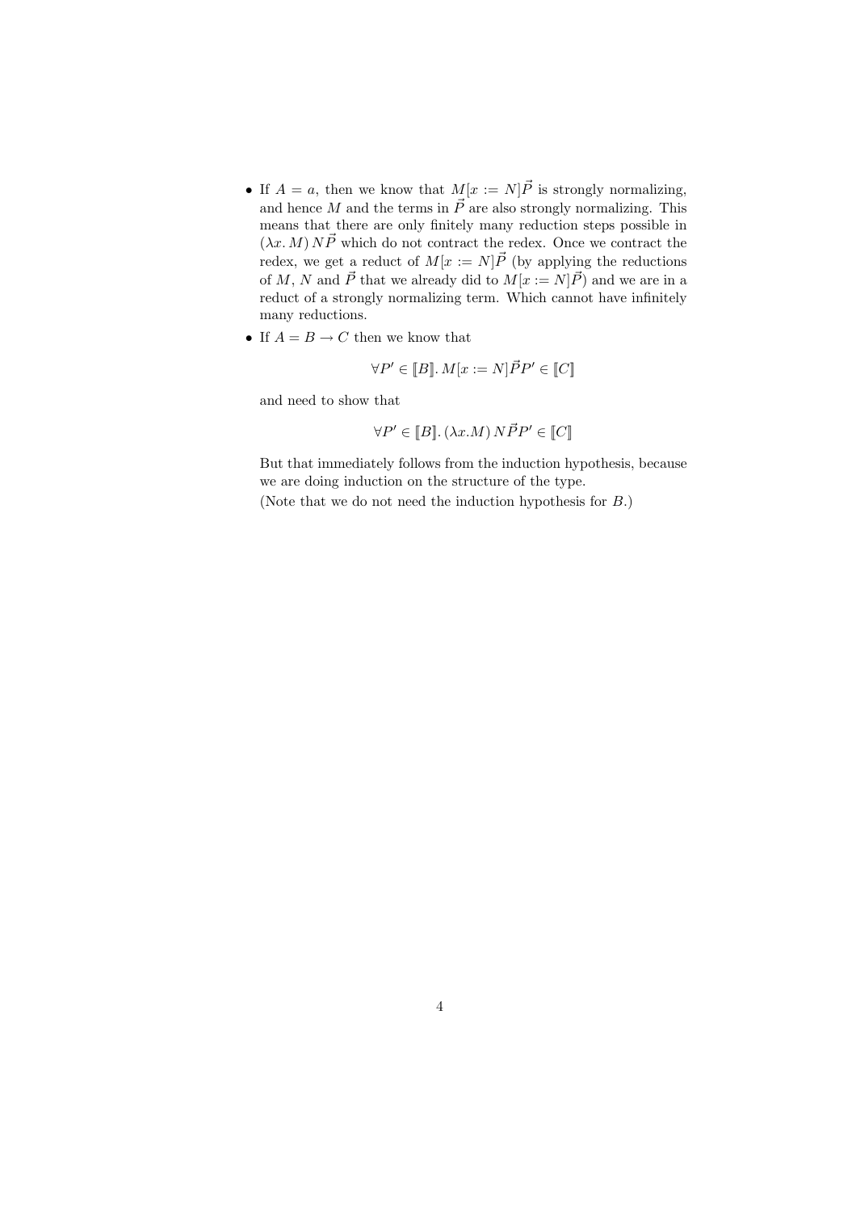- If $A = a$, then we know that $M[x := N]\vec{P}$ is strongly normalizing, and hence $M$ and the terms in $\vec{P}$ are also strongly normalizing. This means that there are only finitely many reduction steps possible in $(\lambda x.\, M)\, N \vec{P}$ which do not contract the redex. Once we contract the redex, we get a reduct of $M[x := N]\vec{P}$ (by applying the reductions of $M$, $N$ and $\vec{P}$ that we already did to $M[x := N]\vec{P}$) and we are in a reduct of a strongly normalizing term. Which cannot have infinitely many reductions.
- If $A = B \to C$ then we know that

  $$\forall P' \in [\![B]\!].\, M[x := N]\vec{P}P' \in [\![C]\!]$$

  and need to show that

  $$\forall P' \in [\![B]\!].\, (\lambda x.M)\, N\vec{P}P' \in [\![C]\!]$$

  But that immediately follows from the induction hypothesis, because we are doing induction on the structure of the type.

  (Note that we do not need the induction hypothesis for $B$.)